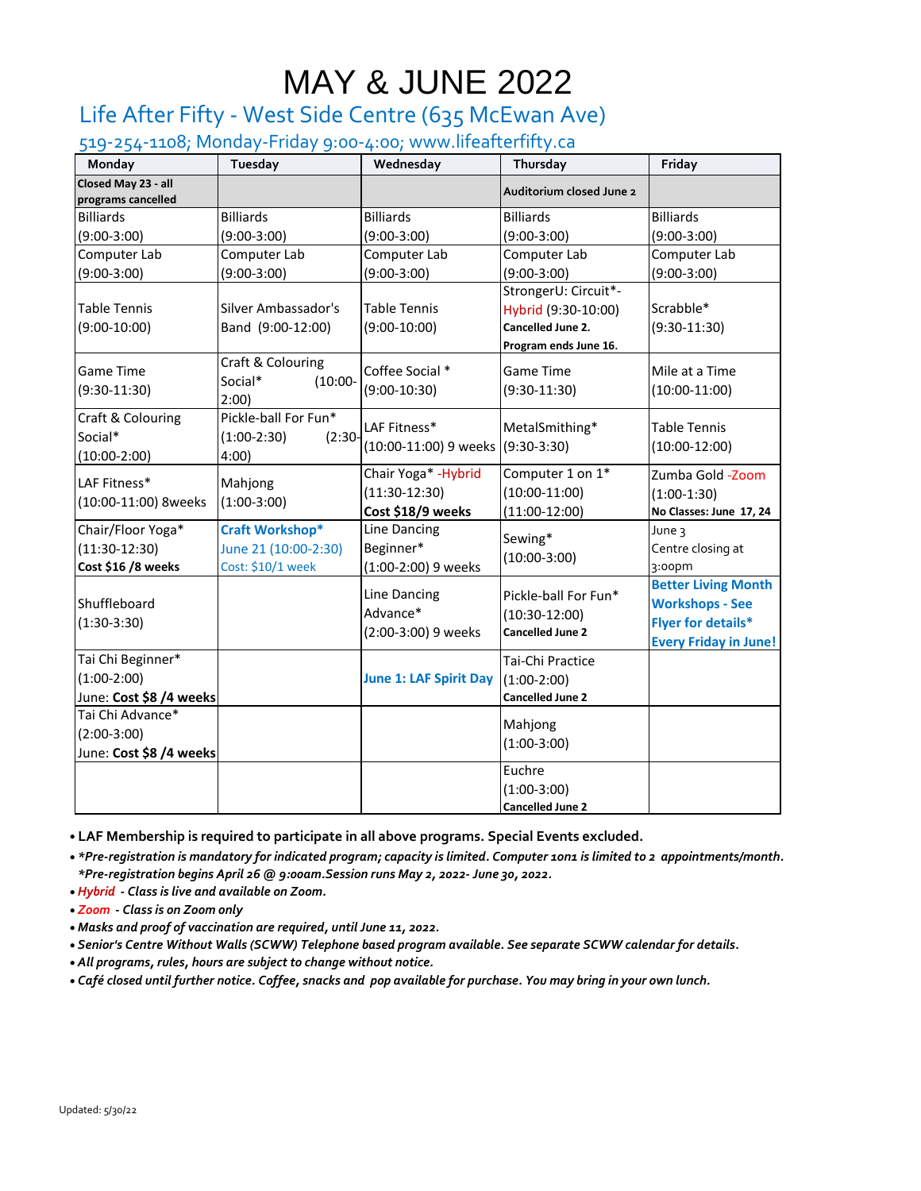# MAY & JUNE 2022

## Life After Fifty - West Side Centre (635 McEwan Ave)

519-254-1108; Monday-Friday 9:00-4:00; www.lifeafterfifty.ca

| Monday | Tuesday | Wednesday | Thursday | Friday |
|---|---|---|---|---|
| **Closed May 23 - all programs cancelled** | | | **Auditorium closed June 2** | |
| Billiards (9:00-3:00) | Billiards (9:00-3:00) | Billiards (9:00-3:00) | Billiards (9:00-3:00) | Billiards (9:00-3:00) |
| Computer Lab (9:00-3:00) | Computer Lab (9:00-3:00) | Computer Lab (9:00-3:00) | Computer Lab (9:00-3:00) | Computer Lab (9:00-3:00) |
| Table Tennis (9:00-10:00) | Silver Ambassador's Band (9:00-12:00) | Table Tennis (9:00-10:00) | StrongerU: Circuit*-Hybrid (9:30-10:00) **Cancelled June 2. Program ends June 16.** | Scrabble* (9:30-11:30) |
| Game Time (9:30-11:30) | Craft & Colouring Social* (10:00-2:00) | Coffee Social * (9:00-10:30) | Game Time (9:30-11:30) | Mile at a Time (10:00-11:00) |
| Craft & Colouring Social* (10:00-2:00) | Pickle-ball For Fun* (1:00-2:30) (2:30-4:00) | LAF Fitness* (10:00-11:00) 9 weeks | MetalSmithing* (9:30-3:30) | Table Tennis (10:00-12:00) |
| LAF Fitness* (10:00-11:00) 8weeks | Mahjong (1:00-3:00) | Chair Yoga* -Hybrid (11:30-12:30) **Cost $18/9 weeks** | Computer 1 on 1* (10:00-11:00) (11:00-12:00) | Zumba Gold -Zoom (1:00-1:30) **No Classes: June 17, 24** |
| Chair/Floor Yoga* (11:30-12:30) **Cost $16 /8 weeks** | **Craft Workshop*** June 21 (10:00-2:30) Cost: $10/1 week | Line Dancing Beginner* (1:00-2:00) 9 weeks | Sewing* (10:00-3:00) | June 3 Centre closing at 3:00pm |
| Shuffleboard (1:30-3:30) | | Line Dancing Advance* (2:00-3:00) 9 weeks | Pickle-ball For Fun* (10:30-12:00) **Cancelled June 2** | **Better Living Month Workshops - See Flyer for details* Every Friday in June!** |
| Tai Chi Beginner* (1:00-2:00) June: **Cost $8 /4 weeks** | | **June 1: LAF Spirit Day** | Tai-Chi Practice (1:00-2:00) **Cancelled June 2** | |
| Tai Chi Advance* (2:00-3:00) June: **Cost $8 /4 weeks** | | | Mahjong (1:00-3:00) | |
| | | | Euchre (1:00-3:00) **Cancelled June 2** | |

- **LAF Membership is required to participate in all above programs. Special Events excluded.**
- ****Pre-registration is mandatory for indicated program; capacity is limited. Computer 1on1 is limited to 2 appointments/month.*** ***Pre-registration begins April 26 @ 9:00am.Session runs May 2, 2022- June 30, 2022.***
- ***Hybrid - Class is live and available on Zoom.***
- ***Zoom - Class is on Zoom only***
- ***Masks and proof of vaccination are required, until June 11, 2022.***
- ***Senior's Centre Without Walls (SCWW) Telephone based program available. See separate SCWW calendar for details.***
- ***All programs, rules, hours are subject to change without notice.***
- ***Café closed until further notice. Coffee, snacks and pop available for purchase. You may bring in your own lunch.***

Updated: 5/30/22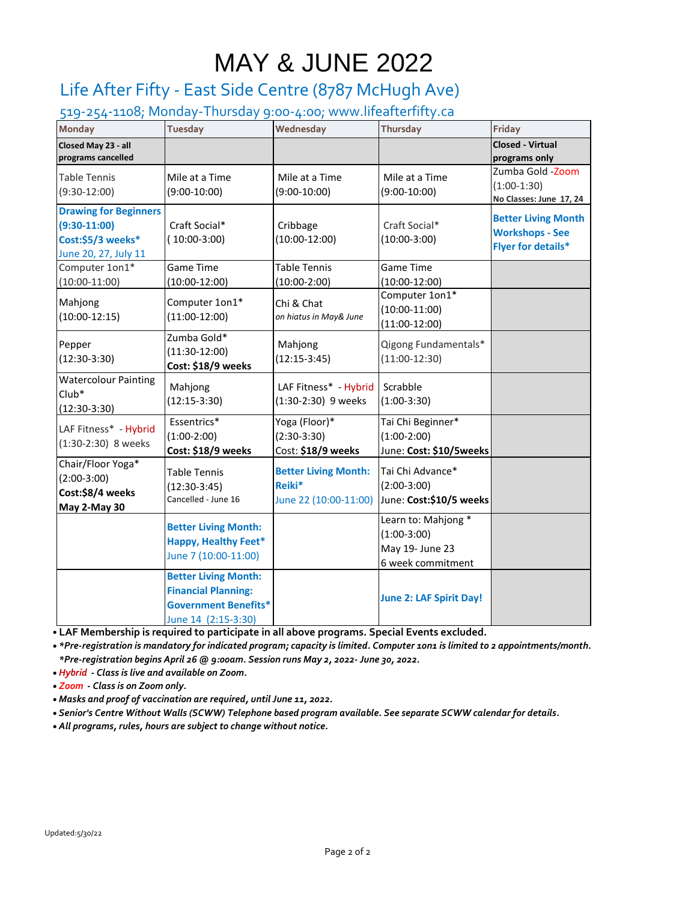# MAY & JUNE 2022

## Life After Fifty - East Side Centre (8787 McHugh Ave)

519-254-1108; Monday-Thursday 9:00-4:00; www.lifeafterfifty.ca

| Monday | Tuesday | Wednesday | Thursday | Friday |
|---|---|---|---|---|
| **Closed May 23 - all programs cancelled** | | | | **Closed - Virtual programs only** |
| Table Tennis (9:30-12:00) | Mile at a Time (9:00-10:00) | Mile at a Time (9:00-10:00) | Mile at a Time (9:00-10:00) | Zumba Gold -Zoom (1:00-1:30) **No Classes: June 17, 24** |
| **Drawing for Beginners (9:30-11:00) Cost:$5/3 weeks*** June 20, 27, July 11 | Craft Social* ( 10:00-3:00) | Cribbage (10:00-12:00) | Craft Social* (10:00-3:00) | **Better Living Month Workshops - See Flyer for details*** |
| Computer 1on1* (10:00-11:00) | Game Time (10:00-12:00) | Table Tennis (10:00-2:00) | Game Time (10:00-12:00) | |
| Mahjong (10:00-12:15) | Computer 1on1* (11:00-12:00) | Chi & Chat *on hiatus in May& June* | Computer 1on1* (10:00-11:00) (11:00-12:00) | |
| Pepper (12:30-3:30) | Zumba Gold* (11:30-12:00) **Cost: $18/9 weeks** | Mahjong (12:15-3:45) | Qigong Fundamentals* (11:00-12:30) | |
| Watercolour Painting Club* (12:30-3:30) | Mahjong (12:15-3:30) | LAF Fitness* - Hybrid (1:30-2:30) 9 weeks | Scrabble (1:00-3:30) | |
| LAF Fitness* - Hybrid (1:30-2:30) 8 weeks | Essentrics* (1:00-2:00) **Cost: $18/9 weeks** | Yoga (Floor)* (2:30-3:30) Cost: **$18/9 weeks** | Tai Chi Beginner* (1:00-2:00) June: **Cost: $10/5weeks** | |
| Chair/Floor Yoga* (2:00-3:00) **Cost:$8/4 weeks** **May 2-May 30** | Table Tennis (12:30-3:45) Cancelled - June 16 | **Better Living Month: Reiki*** June 22 (10:00-11:00) | Tai Chi Advance* (2:00-3:00) June: **Cost:$10/5 weeks** | |
| | **Better Living Month: Happy, Healthy Feet*** June 7 (10:00-11:00) | | Learn to: Mahjong * (1:00-3:00) May 19- June 23 6 week commitment | |
| | **Better Living Month: Financial Planning: Government Benefits*** June 14 (2:15-3:30) | | **June 2: LAF Spirit Day!** | |

- **LAF Membership is required to participate in all above programs. Special Events excluded.**
- ***Pre-registration is mandatory for indicated program; capacity is limited. Computer 1on1 is limited to 2 appointments/month.** ***Pre-registration begins April 26 @ 9:00am. Session runs May 2, 2022- June 30, 2022.***
- ***Hybrid - Class is live and available on Zoom.***
- ***Zoom - Class is on Zoom only.***
- ***Masks and proof of vaccination are required, until June 11, 2022.***
- ***Senior's Centre Without Walls (SCWW) Telephone based program available. See separate SCWW calendar for details.***
- ***All programs, rules, hours are subject to change without notice.***

Updated:5/30/22